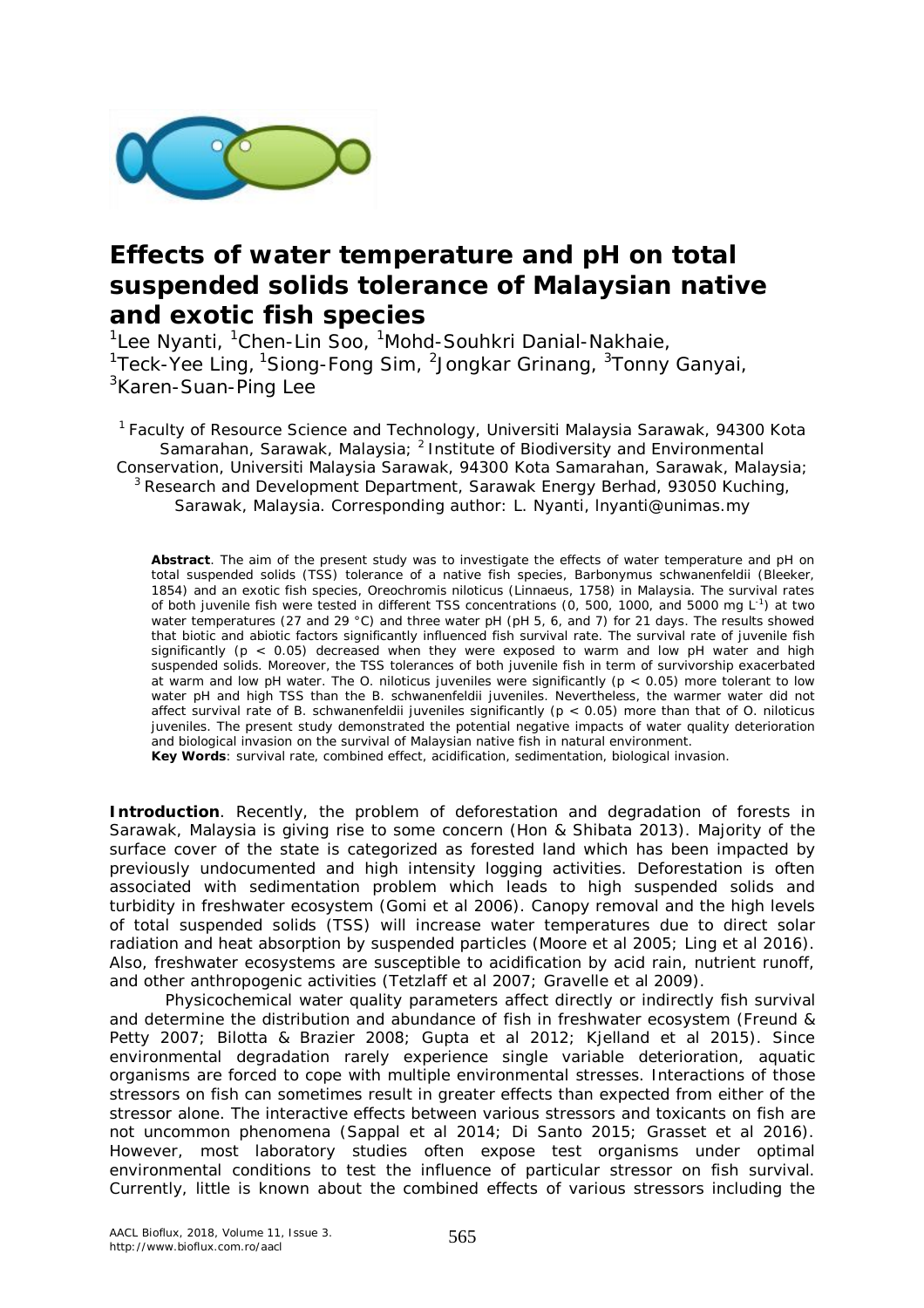# Effects of water temperature and pH on total suspended solids tolerance of Malaysian native and exotic fish species

[1]Lee Nyanti, [1]Chen-Lin Soo, [1]Mohd-Souhkri Danial-Nakhaie, [1]Teck-Yee Ling, [1]Siong-Fong Sim, [2]Jongkar Grinang, [3]Tonny Ganyai, [3]Karen-Suan-Ping Lee

[1] Faculty of Resource Science and Technology, Universiti Malaysia Sarawak, 94300 Kota Samarahan, Sarawak, Malaysia; [2] Institute of Biodiversity and Environmental Conservation, Universiti Malaysia Sarawak, 94300 Kota Samarahan, Sarawak, Malaysia; [3] Research and Development Department, Sarawak Energy Berhad, 93050 Kuching, Sarawak, Malaysia. Corresponding author: L. Nyanti, lnyanti@unimas.my

**Abstract**. The aim of the present study was to investigate the effects of water temperature and pH on total suspended solids (TSS) tolerance of a native fish species, *Barbonymus schwanenfeldii* (Bleeker, 1854) and an exotic fish species, *Oreochromis niloticus* (Linnaeus, 1758) in Malaysia. The survival rates of both juvenile fish were tested in different TSS concentrations (0, 500, 1000, and 5000 mg $L^{-1}$) at two water temperatures (27 and 29 °C) and three water pH (pH 5, 6, and 7) for 21 days. The results showed that biotic and abiotic factors significantly influenced fish survival rate. The survival rate of juvenile fish significantly ($p < 0.05$) decreased when they were exposed to warm and low pH water and high suspended solids. Moreover, the TSS tolerances of both juvenile fish in term of survivorship exacerbated at warm and low pH water. The *O. niloticus* juveniles were significantly ($p < 0.05$) more tolerant to low water pH and high TSS than the *B. schwanenfeldii* juveniles. Nevertheless, the warmer water did not affect survival rate of *B. schwanenfeldii* juveniles significantly ($p < 0.05$) more than that of *O. niloticus* juveniles. The present study demonstrated the potential negative impacts of water quality deterioration and biological invasion on the survival of Malaysian native fish in natural environment.

**Key Words**: survival rate, combined effect, acidification, sedimentation, biological invasion.

**Introduction**. Recently, the problem of deforestation and degradation of forests in Sarawak, Malaysia is giving rise to some concern (Hon & Shibata 2013). Majority of the surface cover of the state is categorized as forested land which has been impacted by previously undocumented and high intensity logging activities. Deforestation is often associated with sedimentation problem which leads to high suspended solids and turbidity in freshwater ecosystem (Gomi et al 2006). Canopy removal and the high levels of total suspended solids (TSS) will increase water temperatures due to direct solar radiation and heat absorption by suspended particles (Moore et al 2005; Ling et al 2016). Also, freshwater ecosystems are susceptible to acidification by acid rain, nutrient runoff, and other anthropogenic activities (Tetzlaff et al 2007; Gravelle et al 2009).

Physicochemical water quality parameters affect directly or indirectly fish survival and determine the distribution and abundance of fish in freshwater ecosystem (Freund & Petty 2007; Bilotta & Brazier 2008; Gupta et al 2012; Kjelland et al 2015). Since environmental degradation rarely experience single variable deterioration, aquatic organisms are forced to cope with multiple environmental stresses. Interactions of those stressors on fish can sometimes result in greater effects than expected from either of the stressor alone. The interactive effects between various stressors and toxicants on fish are not uncommon phenomena (Sappal et al 2014; Di Santo 2015; Grasset et al 2016). However, most laboratory studies often expose test organisms under optimal environmental conditions to test the influence of particular stressor on fish survival. Currently, little is known about the combined effects of various stressors including the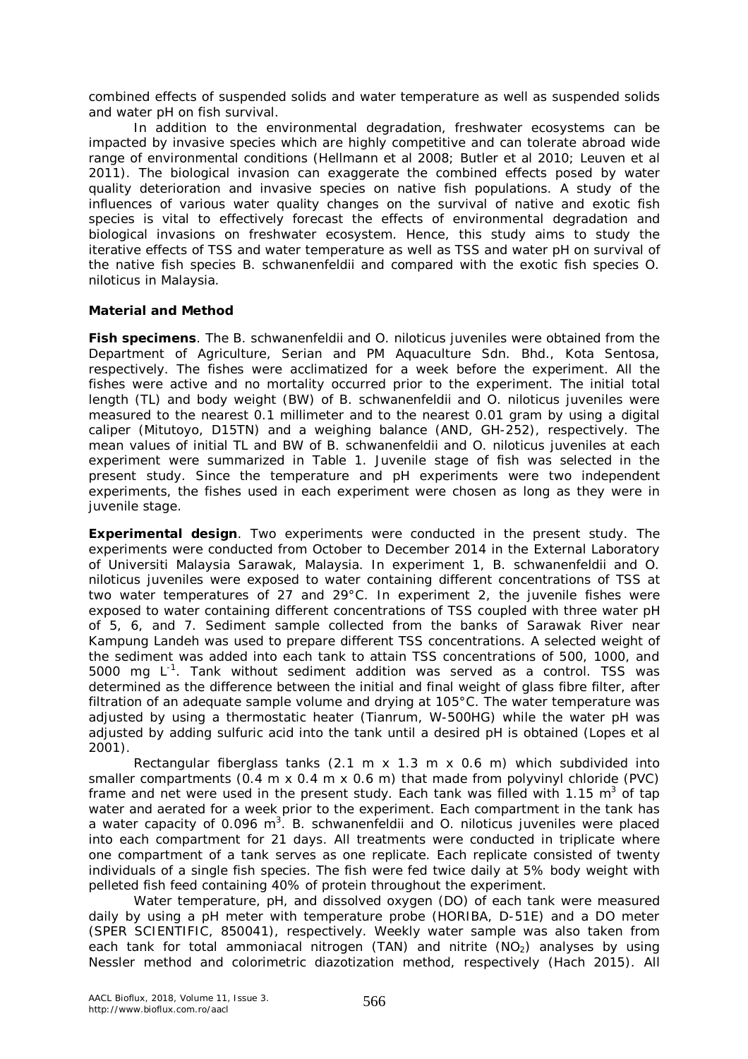combined effects of suspended solids and water temperature as well as suspended solids and water pH on fish survival.

In addition to the environmental degradation, freshwater ecosystems can be impacted by invasive species which are highly competitive and can tolerate abroad wide range of environmental conditions (Hellmann et al 2008; Butler et al 2010; Leuven et al 2011). The biological invasion can exaggerate the combined effects posed by water quality deterioration and invasive species on native fish populations. A study of the influences of various water quality changes on the survival of native and exotic fish species is vital to effectively forecast the effects of environmental degradation and biological invasions on freshwater ecosystem. Hence, this study aims to study the iterative effects of TSS and water temperature as well as TSS and water pH on survival of the native fish species *B. schwanenfeldii* and compared with the exotic fish species *O. niloticus* in Malaysia.

## Material and Method

**Fish specimens**. The *B. schwanenfeldii* and *O. niloticus* juveniles were obtained from the Department of Agriculture, Serian and PM Aquaculture Sdn. Bhd., Kota Sentosa, respectively. The fishes were acclimatized for a week before the experiment. All the fishes were active and no mortality occurred prior to the experiment. The initial total length (TL) and body weight (BW) of *B. schwanenfeldii* and *O. niloticus* juveniles were measured to the nearest 0.1 millimeter and to the nearest 0.01 gram by using a digital caliper (Mitutoyo, D15TN) and a weighing balance (AND, GH-252), respectively. The mean values of initial TL and BW of *B. schwanenfeldii* and *O. niloticus* juveniles at each experiment were summarized in Table 1. Juvenile stage of fish was selected in the present study. Since the temperature and pH experiments were two independent experiments, the fishes used in each experiment were chosen as long as they were in juvenile stage.

**Experimental design**. Two experiments were conducted in the present study. The experiments were conducted from October to December 2014 in the External Laboratory of Universiti Malaysia Sarawak, Malaysia. In experiment 1, *B. schwanenfeldii* and *O. niloticus* juveniles were exposed to water containing different concentrations of TSS at two water temperatures of 27 and 29°C. In experiment 2, the juvenile fishes were exposed to water containing different concentrations of TSS coupled with three water pH of 5, 6, and 7. Sediment sample collected from the banks of Sarawak River near Kampung Landeh was used to prepare different TSS concentrations. A selected weight of the sediment was added into each tank to attain TSS concentrations of 500, 1000, and 5000 mg $L^{-1}$. Tank without sediment addition was served as a control. TSS was determined as the difference between the initial and final weight of glass fibre filter, after filtration of an adequate sample volume and drying at 105°C. The water temperature was adjusted by using a thermostatic heater (Tianrum, W-500HG) while the water pH was adjusted by adding sulfuric acid into the tank until a desired pH is obtained (Lopes et al 2001).

Rectangular fiberglass tanks (2.1 m x 1.3 m x 0.6 m) which subdivided into smaller compartments (0.4 m x 0.4 m x 0.6 m) that made from polyvinyl chloride (PVC) frame and net were used in the present study. Each tank was filled with 1.15 $m^3$ of tap water and aerated for a week prior to the experiment. Each compartment in the tank has a water capacity of 0.096 $m^3$. *B. schwanenfeldii* and *O. niloticus* juveniles were placed into each compartment for 21 days. All treatments were conducted in triplicate where one compartment of a tank serves as one replicate. Each replicate consisted of twenty individuals of a single fish species. The fish were fed twice daily at 5% body weight with pelleted fish feed containing 40% of protein throughout the experiment.

Water temperature, pH, and dissolved oxygen (DO) of each tank were measured daily by using a pH meter with temperature probe (HORIBA, D-51E) and a DO meter (SPER SCIENTIFIC, 850041), respectively. Weekly water sample was also taken from each tank for total ammoniacal nitrogen (TAN) and nitrite ($NO_2$) analyses by using Nessler method and colorimetric diazotization method, respectively (Hach 2015). All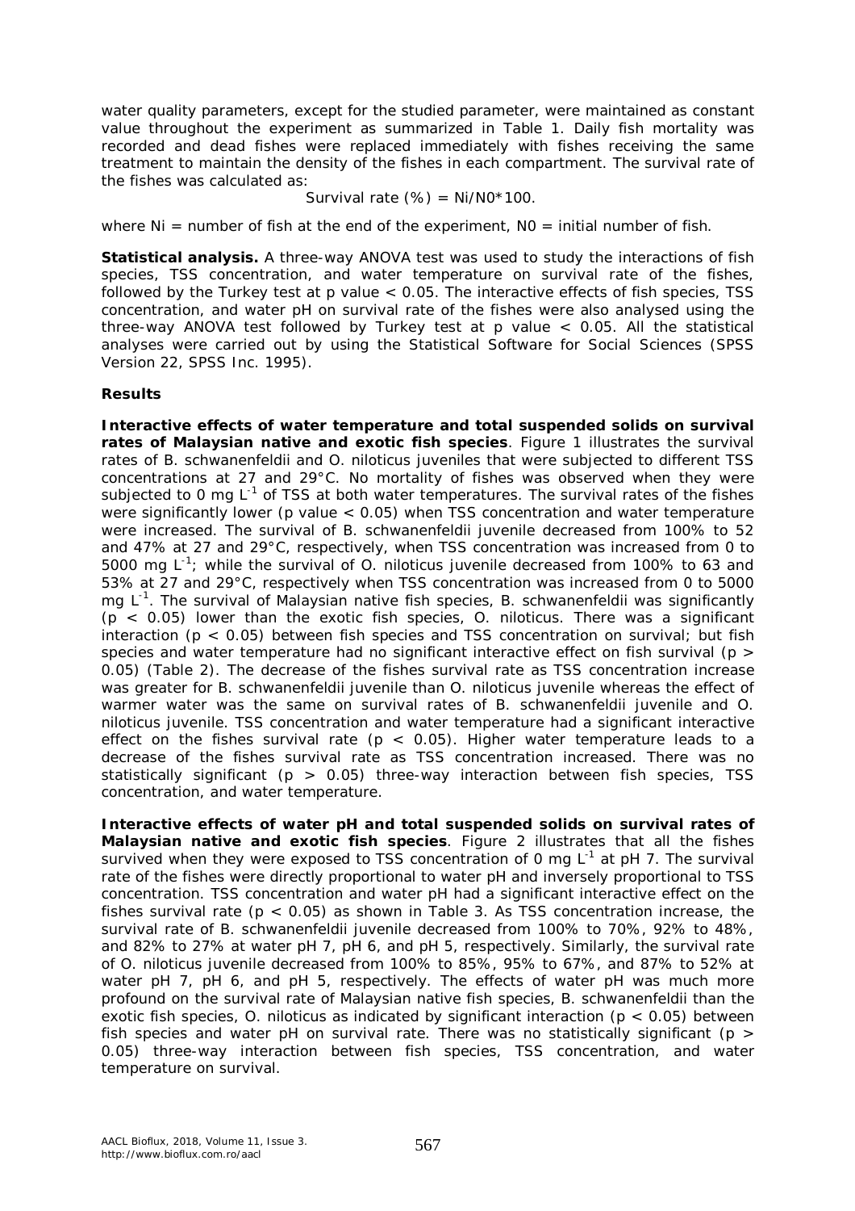water quality parameters, except for the studied parameter, were maintained as constant value throughout the experiment as summarized in Table 1. Daily fish mortality was recorded and dead fishes were replaced immediately with fishes receiving the same treatment to maintain the density of the fishes in each compartment. The survival rate of the fishes was calculated as:

$$\text{Survival rate (\%)} = Ni/N0*100.$$

where Ni = number of fish at the end of the experiment, N0 = initial number of fish.

**Statistical analysis.** A three-way ANOVA test was used to study the interactions of fish species, TSS concentration, and water temperature on survival rate of the fishes, followed by the Turkey test at p value $< 0.05$. The interactive effects of fish species, TSS concentration, and water pH on survival rate of the fishes were also analysed using the three-way ANOVA test followed by Turkey test at p value $< 0.05$. All the statistical analyses were carried out by using the Statistical Software for Social Sciences (SPSS Version 22, SPSS Inc. 1995).

## Results

**Interactive effects of water temperature and total suspended solids on survival rates of Malaysian native and exotic fish species**. Figure 1 illustrates the survival rates of B. schwanenfeldii and O. niloticus juveniles that were subjected to different TSS concentrations at 27 and 29°C. No mortality of fishes was observed when they were subjected to 0 mg $L^{-1}$ of TSS at both water temperatures. The survival rates of the fishes were significantly lower (p value $< 0.05$) when TSS concentration and water temperature were increased. The survival of B. schwanenfeldii juvenile decreased from 100% to 52 and 47% at 27 and 29°C, respectively, when TSS concentration was increased from 0 to 5000 mg $L^{-1}$; while the survival of O. niloticus juvenile decreased from 100% to 63 and 53% at 27 and 29°C, respectively when TSS concentration was increased from 0 to 5000 mg $L^{-1}$. The survival of Malaysian native fish species, B. schwanenfeldii was significantly ($p < 0.05$) lower than the exotic fish species, O. niloticus. There was a significant interaction ($p < 0.05$) between fish species and TSS concentration on survival; but fish species and water temperature had no significant interactive effect on fish survival ($p > 0.05$) (Table 2). The decrease of the fishes survival rate as TSS concentration increase was greater for B. schwanenfeldii juvenile than O. niloticus juvenile whereas the effect of warmer water was the same on survival rates of B. schwanenfeldii juvenile and O. niloticus juvenile. TSS concentration and water temperature had a significant interactive effect on the fishes survival rate ($p < 0.05$). Higher water temperature leads to a decrease of the fishes survival rate as TSS concentration increased. There was no statistically significant ($p > 0.05$) three-way interaction between fish species, TSS concentration, and water temperature.

**Interactive effects of water pH and total suspended solids on survival rates of Malaysian native and exotic fish species**. Figure 2 illustrates that all the fishes survived when they were exposed to TSS concentration of 0 mg $L^{-1}$ at pH 7. The survival rate of the fishes were directly proportional to water pH and inversely proportional to TSS concentration. TSS concentration and water pH had a significant interactive effect on the fishes survival rate ($p < 0.05$) as shown in Table 3. As TSS concentration increase, the survival rate of B. schwanenfeldii juvenile decreased from 100% to 70%, 92% to 48%, and 82% to 27% at water pH 7, pH 6, and pH 5, respectively. Similarly, the survival rate of O. niloticus juvenile decreased from 100% to 85%, 95% to 67%, and 87% to 52% at water pH 7, pH 6, and pH 5, respectively. The effects of water pH was much more profound on the survival rate of Malaysian native fish species, B. schwanenfeldii than the exotic fish species, O. niloticus as indicated by significant interaction ($p < 0.05$) between fish species and water pH on survival rate. There was no statistically significant ($p > 0.05$) three-way interaction between fish species, TSS concentration, and water temperature on survival.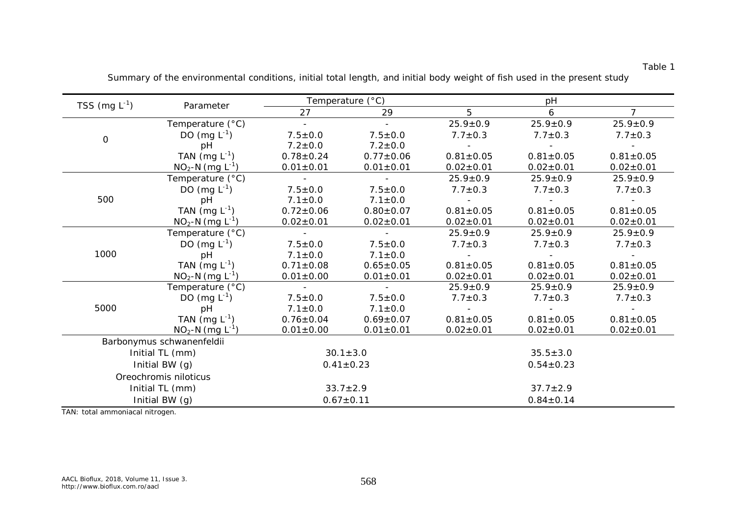Table 1

Summary of the environmental conditions, initial total length, and initial body weight of fish used in the present study

| TSS (mg $L^{-1}$) | Parameter | Temperature (°C) | | pH | | |
|---|---|---|---|---|---|---|
| | | 27 | 29 | 5 | 6 | 7 |
| 0 | Temperature (°C) | - | - | 25.9±0.9 | 25.9±0.9 | 25.9±0.9 |
| | DO (mg $L^{-1}$) | 7.5±0.0 | 7.5±0.0 | 7.7±0.3 | 7.7±0.3 | 7.7±0.3 |
| | pH | 7.2±0.0 | 7.2±0.0 | - | - | - |
| | TAN (mg $L^{-1}$) | 0.78±0.24 | 0.77±0.06 | 0.81±0.05 | 0.81±0.05 | 0.81±0.05 |
| | $NO_2$-N (mg $L^{-1}$) | 0.01±0.01 | 0.01±0.01 | 0.02±0.01 | 0.02±0.01 | 0.02±0.01 |
| 500 | Temperature (°C) | - | - | 25.9±0.9 | 25.9±0.9 | 25.9±0.9 |
| | DO (mg $L^{-1}$) | 7.5±0.0 | 7.5±0.0 | 7.7±0.3 | 7.7±0.3 | 7.7±0.3 |
| | pH | 7.1±0.0 | 7.1±0.0 | - | - | - |
| | TAN (mg $L^{-1}$) | 0.72±0.06 | 0.80±0.07 | 0.81±0.05 | 0.81±0.05 | 0.81±0.05 |
| | $NO_2$-N (mg $L^{-1}$) | 0.02±0.01 | 0.02±0.01 | 0.02±0.01 | 0.02±0.01 | 0.02±0.01 |
| 1000 | Temperature (°C) | - | - | 25.9±0.9 | 25.9±0.9 | 25.9±0.9 |
| | DO (mg $L^{-1}$) | 7.5±0.0 | 7.5±0.0 | 7.7±0.3 | 7.7±0.3 | 7.7±0.3 |
| | pH | 7.1±0.0 | 7.1±0.0 | - | - | - |
| | TAN (mg $L^{-1}$) | 0.71±0.08 | 0.65±0.05 | 0.81±0.05 | 0.81±0.05 | 0.81±0.05 |
| | $NO_2$-N (mg $L^{-1}$) | 0.01±0.00 | 0.01±0.01 | 0.02±0.01 | 0.02±0.01 | 0.02±0.01 |
| 5000 | Temperature (°C) | - | - | 25.9±0.9 | 25.9±0.9 | 25.9±0.9 |
| | DO (mg $L^{-1}$) | 7.5±0.0 | 7.5±0.0 | 7.7±0.3 | 7.7±0.3 | 7.7±0.3 |
| | pH | 7.1±0.0 | 7.1±0.0 | - | - | - |
| | TAN (mg $L^{-1}$) | 0.76±0.04 | 0.69±0.07 | 0.81±0.05 | 0.81±0.05 | 0.81±0.05 |
| | $NO_2$-N (mg $L^{-1}$) | 0.01±0.00 | 0.01±0.01 | 0.02±0.01 | 0.02±0.01 | 0.02±0.01 |
| *Barbonymus schwanenfeldii* | | | | | | |
| Initial TL (mm) | | 30.1±3.0 | | | 35.5±3.0 | |
| Initial BW (g) | | 0.41±0.23 | | | 0.54±0.23 | |
| *Oreochromis niloticus* | | | | | | |
| Initial TL (mm) | | 33.7±2.9 | | | 37.7±2.9 | |
| Initial BW (g) | | 0.67±0.11 | | | 0.84±0.14 | |

TAN: total ammoniacal nitrogen.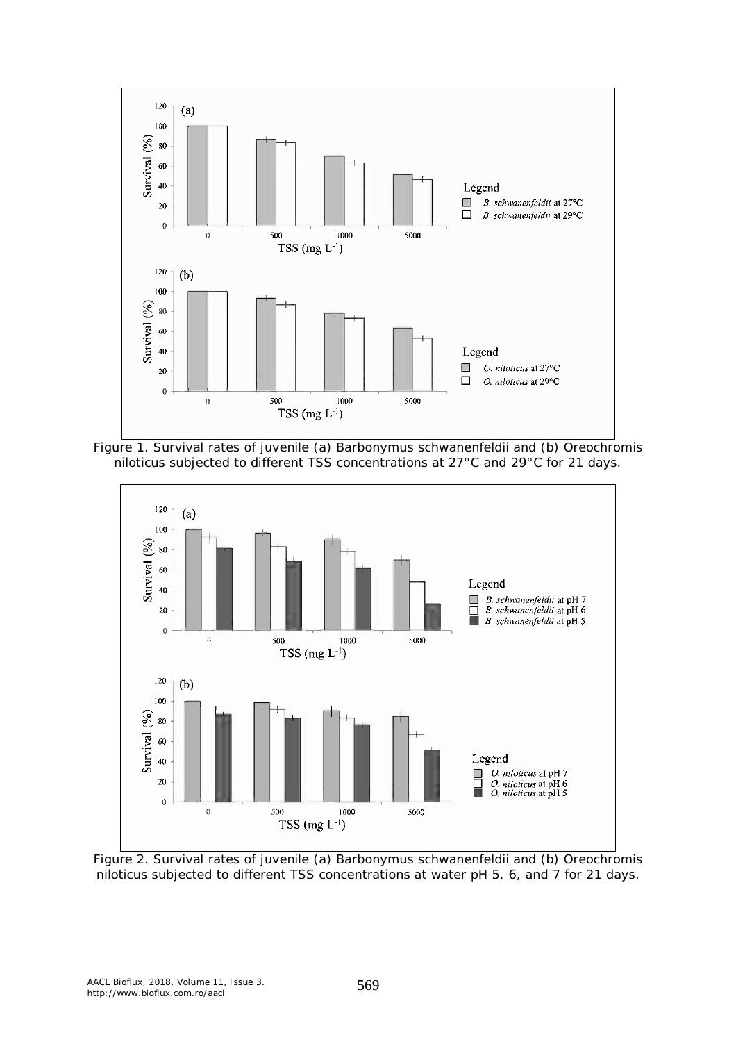Figure 1. Survival rates of juvenile (a) Barbonymus schwanenfeldii and (b) Oreochromis niloticus subjected to different TSS concentrations at 27°C and 29°C for 21 days.

Figure 2. Survival rates of juvenile (a) Barbonymus schwanenfeldii and (b) Oreochromis niloticus subjected to different TSS concentrations at water pH 5, 6, and 7 for 21 days.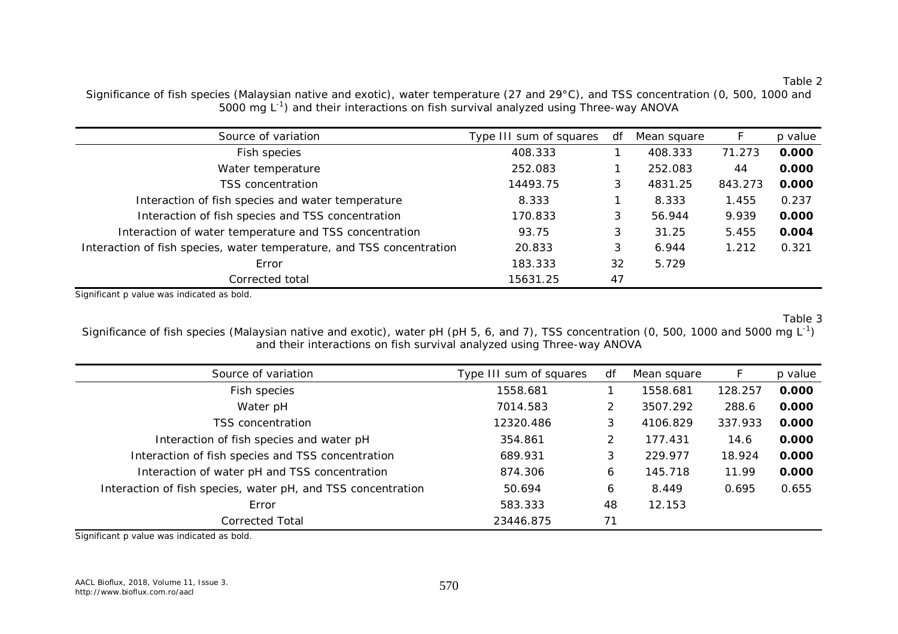Table 2

Significance of fish species (Malaysian native and exotic), water temperature (27 and 29°C), and TSS concentration (0, 500, 1000 and 5000 mg $L^{-1}$) and their interactions on fish survival analyzed using Three-way ANOVA

| Source of variation | Type III sum of squares | df | Mean square | F | p value |
|---|---|---|---|---|---|
| Fish species | 408.333 | 1 | 408.333 | 71.273 | **0.000** |
| Water temperature | 252.083 | 1 | 252.083 | 44 | **0.000** |
| TSS concentration | 14493.75 | 3 | 4831.25 | 843.273 | **0.000** |
| Interaction of fish species and water temperature | 8.333 | 1 | 8.333 | 1.455 | 0.237 |
| Interaction of fish species and TSS concentration | 170.833 | 3 | 56.944 | 9.939 | **0.000** |
| Interaction of water temperature and TSS concentration | 93.75 | 3 | 31.25 | 5.455 | **0.004** |
| Interaction of fish species, water temperature, and TSS concentration | 20.833 | 3 | 6.944 | 1.212 | 0.321 |
| Error | 183.333 | 32 | 5.729 | | |
| Corrected total | 15631.25 | 47 | | | |

Significant p value was indicated as bold.

Table 3

Significance of fish species (Malaysian native and exotic), water pH (pH 5, 6, and 7), TSS concentration (0, 500, 1000 and 5000 mg $L^{-1}$) and their interactions on fish survival analyzed using Three-way ANOVA

| Source of variation | Type III sum of squares | df | Mean square | F | p value |
|---|---|---|---|---|---|
| Fish species | 1558.681 | 1 | 1558.681 | 128.257 | **0.000** |
| Water pH | 7014.583 | 2 | 3507.292 | 288.6 | **0.000** |
| TSS concentration | 12320.486 | 3 | 4106.829 | 337.933 | **0.000** |
| Interaction of fish species and water pH | 354.861 | 2 | 177.431 | 14.6 | **0.000** |
| Interaction of fish species and TSS concentration | 689.931 | 3 | 229.977 | 18.924 | **0.000** |
| Interaction of water pH and TSS concentration | 874.306 | 6 | 145.718 | 11.99 | **0.000** |
| Interaction of fish species, water pH, and TSS concentration | 50.694 | 6 | 8.449 | 0.695 | 0.655 |
| Error | 583.333 | 48 | 12.153 | | |
| Corrected Total | 23446.875 | 71 | | | |

Significant p value was indicated as bold.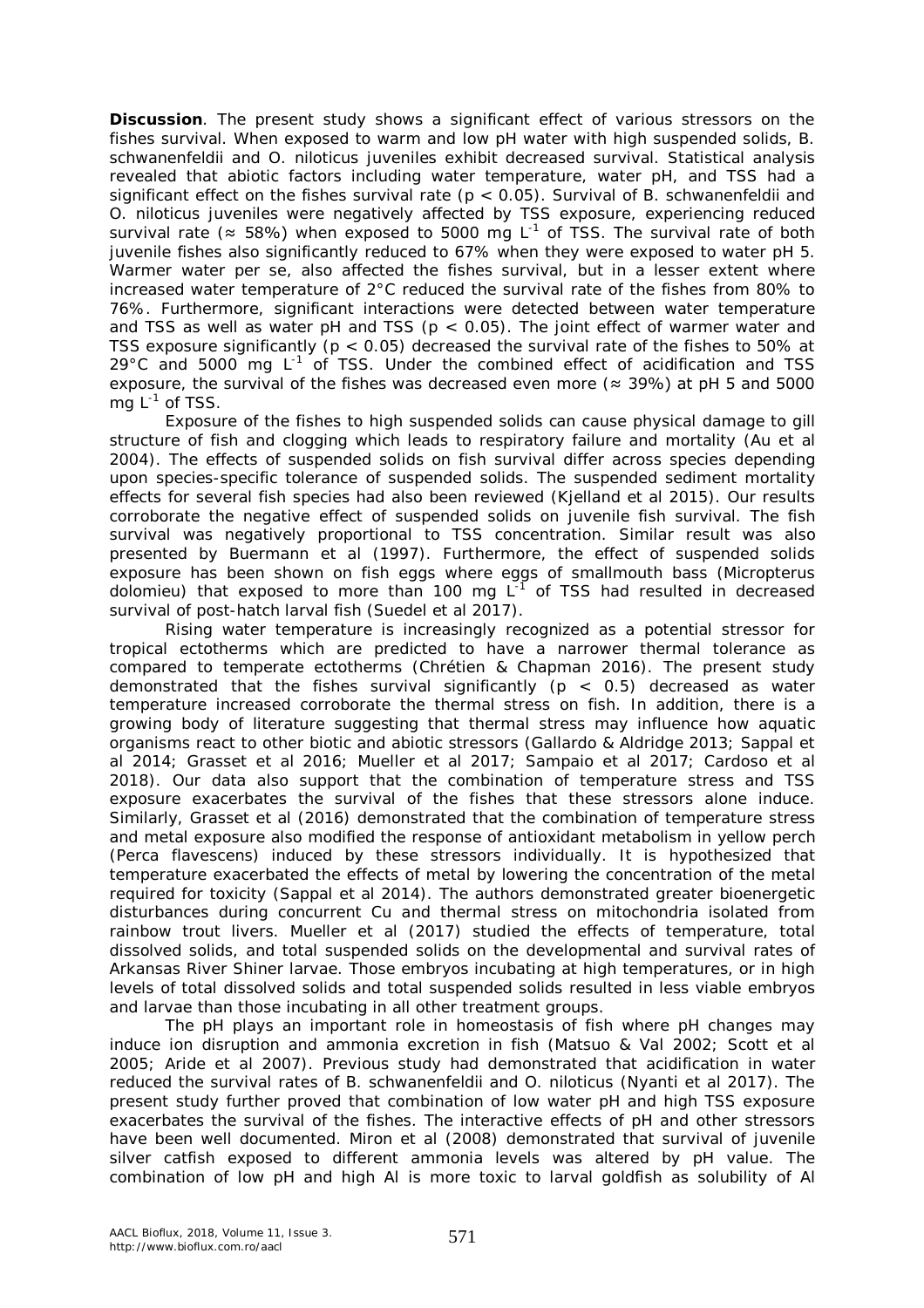**Discussion**. The present study shows a significant effect of various stressors on the fishes survival. When exposed to warm and low pH water with high suspended solids, *B. schwanenfeldii* and *O. niloticus* juveniles exhibit decreased survival. Statistical analysis revealed that abiotic factors including water temperature, water pH, and TSS had a significant effect on the fishes survival rate ($p < 0.05$). Survival of *B. schwanenfeldii* and *O. niloticus* juveniles were negatively affected by TSS exposure, experiencing reduced survival rate (≈ 58%) when exposed to 5000 mg $L^{-1}$ of TSS. The survival rate of both juvenile fishes also significantly reduced to 67% when they were exposed to water pH 5. Warmer water per se, also affected the fishes survival, but in a lesser extent where increased water temperature of 2°C reduced the survival rate of the fishes from 80% to 76%. Furthermore, significant interactions were detected between water temperature and TSS as well as water pH and TSS ($p < 0.05$). The joint effect of warmer water and TSS exposure significantly ($p < 0.05$) decreased the survival rate of the fishes to 50% at 29°C and 5000 mg $L^{-1}$ of TSS. Under the combined effect of acidification and TSS exposure, the survival of the fishes was decreased even more (≈ 39%) at pH 5 and 5000 mg $L^{-1}$ of TSS.

Exposure of the fishes to high suspended solids can cause physical damage to gill structure of fish and clogging which leads to respiratory failure and mortality (Au et al 2004). The effects of suspended solids on fish survival differ across species depending upon species-specific tolerance of suspended solids. The suspended sediment mortality effects for several fish species had also been reviewed (Kjelland et al 2015). Our results corroborate the negative effect of suspended solids on juvenile fish survival. The fish survival was negatively proportional to TSS concentration. Similar result was also presented by Buermann et al (1997). Furthermore, the effect of suspended solids exposure has been shown on fish eggs where eggs of smallmouth bass (*Micropterus dolomieu*) that exposed to more than 100 mg $L^{-1}$ of TSS had resulted in decreased survival of post-hatch larval fish (Suedel et al 2017).

Rising water temperature is increasingly recognized as a potential stressor for tropical ectotherms which are predicted to have a narrower thermal tolerance as compared to temperate ectotherms (Chrétien & Chapman 2016). The present study demonstrated that the fishes survival significantly ($p < 0.5$) decreased as water temperature increased corroborate the thermal stress on fish. In addition, there is a growing body of literature suggesting that thermal stress may influence how aquatic organisms react to other biotic and abiotic stressors (Gallardo & Aldridge 2013; Sappal et al 2014; Grasset et al 2016; Mueller et al 2017; Sampaio et al 2017; Cardoso et al 2018). Our data also support that the combination of temperature stress and TSS exposure exacerbates the survival of the fishes that these stressors alone induce. Similarly, Grasset et al (2016) demonstrated that the combination of temperature stress and metal exposure also modified the response of antioxidant metabolism in yellow perch (*Perca flavescens*) induced by these stressors individually. It is hypothesized that temperature exacerbated the effects of metal by lowering the concentration of the metal required for toxicity (Sappal et al 2014). The authors demonstrated greater bioenergetic disturbances during concurrent Cu and thermal stress on mitochondria isolated from rainbow trout livers. Mueller et al (2017) studied the effects of temperature, total dissolved solids, and total suspended solids on the developmental and survival rates of Arkansas River Shiner larvae. Those embryos incubating at high temperatures, or in high levels of total dissolved solids and total suspended solids resulted in less viable embryos and larvae than those incubating in all other treatment groups.

The pH plays an important role in homeostasis of fish where pH changes may induce ion disruption and ammonia excretion in fish (Matsuo & Val 2002; Scott et al 2005; Aride et al 2007). Previous study had demonstrated that acidification in water reduced the survival rates of *B. schwanenfeldii* and *O. niloticus* (Nyanti et al 2017). The present study further proved that combination of low water pH and high TSS exposure exacerbates the survival of the fishes. The interactive effects of pH and other stressors have been well documented. Miron et al (2008) demonstrated that survival of juvenile silver catfish exposed to different ammonia levels was altered by pH value. The combination of low pH and high Al is more toxic to larval goldfish as solubility of Al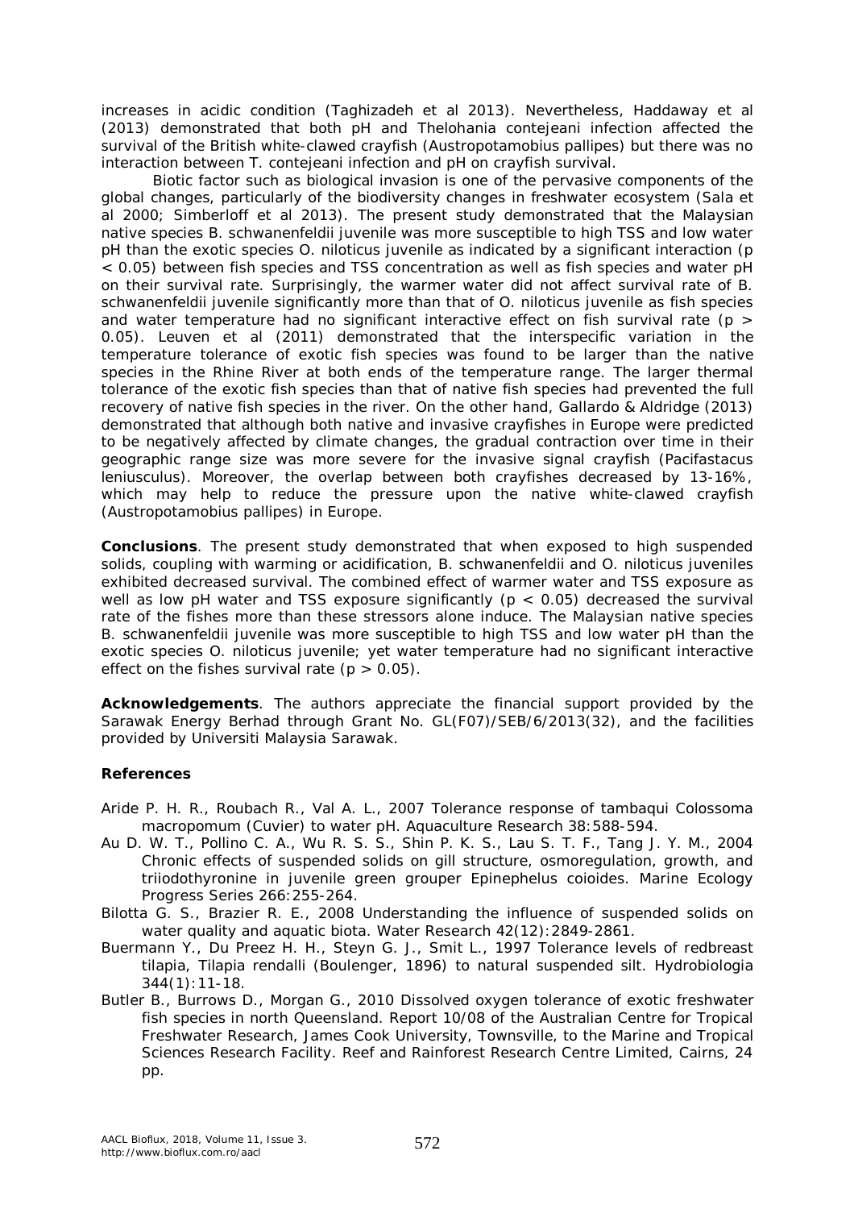increases in acidic condition (Taghizadeh et al 2013). Nevertheless, Haddaway et al (2013) demonstrated that both pH and *Thelohania contejeani* infection affected the survival of the British white-clawed crayfish (*Austropotamobius pallipes*) but there was no interaction between *T. contejeani* infection and pH on crayfish survival.

Biotic factor such as biological invasion is one of the pervasive components of the global changes, particularly of the biodiversity changes in freshwater ecosystem (Sala et al 2000; Simberloff et al 2013). The present study demonstrated that the Malaysian native species *B. schwanenfeldii* juvenile was more susceptible to high TSS and low water pH than the exotic species *O. niloticus* juvenile as indicated by a significant interaction ($p < 0.05$) between fish species and TSS concentration as well as fish species and water pH on their survival rate. Surprisingly, the warmer water did not affect survival rate of *B. schwanenfeldii* juvenile significantly more than that of *O. niloticus* juvenile as fish species and water temperature had no significant interactive effect on fish survival rate ($p > 0.05$). Leuven et al (2011) demonstrated that the interspecific variation in the temperature tolerance of exotic fish species was found to be larger than the native species in the Rhine River at both ends of the temperature range. The larger thermal tolerance of the exotic fish species than that of native fish species had prevented the full recovery of native fish species in the river. On the other hand, Gallardo & Aldridge (2013) demonstrated that although both native and invasive crayfishes in Europe were predicted to be negatively affected by climate changes, the gradual contraction over time in their geographic range size was more severe for the invasive signal crayfish (*Pacifastacus leniusculus*). Moreover, the overlap between both crayfishes decreased by 13-16%, which may help to reduce the pressure upon the native white-clawed crayfish (*Austropotamobius pallipes*) in Europe.

**Conclusions**. The present study demonstrated that when exposed to high suspended solids, coupling with warming or acidification, *B. schwanenfeldii* and *O. niloticus* juveniles exhibited decreased survival. The combined effect of warmer water and TSS exposure as well as low pH water and TSS exposure significantly ($p < 0.05$) decreased the survival rate of the fishes more than these stressors alone induce. The Malaysian native species *B. schwanenfeldii* juvenile was more susceptible to high TSS and low water pH than the exotic species *O. niloticus* juvenile; yet water temperature had no significant interactive effect on the fishes survival rate ($p > 0.05$).

**Acknowledgements**. The authors appreciate the financial support provided by the Sarawak Energy Berhad through Grant No. GL(F07)/SEB/6/2013(32), and the facilities provided by Universiti Malaysia Sarawak.

**References**

Aride P. H. R., Roubach R., Val A. L., 2007 Tolerance response of tambaqui *Colossoma macropomum* (Cuvier) to water pH. Aquaculture Research 38:588-594.

Au D. W. T., Pollino C. A., Wu R. S. S., Shin P. K. S., Lau S. T. F., Tang J. Y. M., 2004 Chronic effects of suspended solids on gill structure, osmoregulation, growth, and triiodothyronine in juvenile green grouper *Epinephelus coioides*. Marine Ecology Progress Series 266:255-264.

Bilotta G. S., Brazier R. E., 2008 Understanding the influence of suspended solids on water quality and aquatic biota. Water Research 42(12):2849-2861.

Buermann Y., Du Preez H. H., Steyn G. J., Smit L., 1997 Tolerance levels of redbreast tilapia, *Tilapia rendalli* (Boulenger, 1896) to natural suspended silt. Hydrobiologia 344(1):11-18.

Butler B., Burrows D., Morgan G., 2010 Dissolved oxygen tolerance of exotic freshwater fish species in north Queensland. Report 10/08 of the Australian Centre for Tropical Freshwater Research, James Cook University, Townsville, to the Marine and Tropical Sciences Research Facility. Reef and Rainforest Research Centre Limited, Cairns, 24 pp.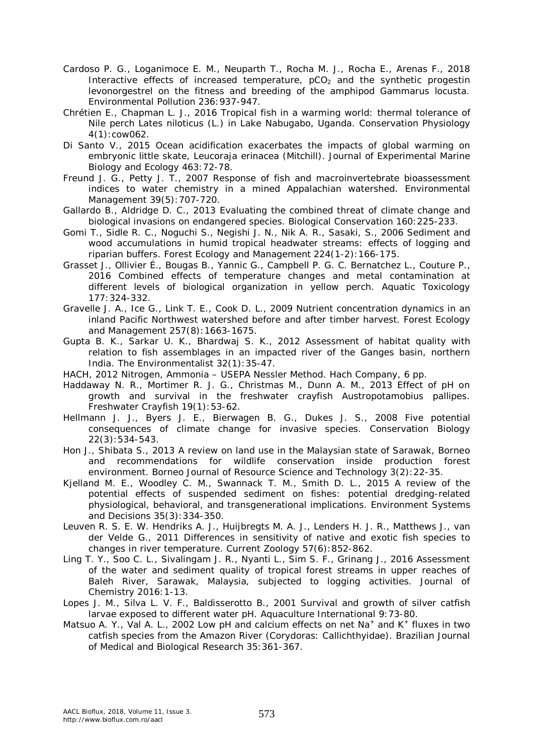Cardoso P. G., Loganimoce E. M., Neuparth T., Rocha M. J., Rocha E., Arenas F., 2018 Interactive effects of increased temperature, $pCO_2$ and the synthetic progestin levonorgestrel on the fitness and breeding of the amphipod Gammarus locusta. Environmental Pollution 236:937-947.

Chrétien E., Chapman L. J., 2016 Tropical fish in a warming world: thermal tolerance of Nile perch Lates niloticus (L.) in Lake Nabugabo, Uganda. Conservation Physiology 4(1):cow062.

Di Santo V., 2015 Ocean acidification exacerbates the impacts of global warming on embryonic little skate, Leucoraja erinacea (Mitchill). Journal of Experimental Marine Biology and Ecology 463:72-78.

Freund J. G., Petty J. T., 2007 Response of fish and macroinvertebrate bioassessment indices to water chemistry in a mined Appalachian watershed. Environmental Management 39(5):707-720.

Gallardo B., Aldridge D. C., 2013 Evaluating the combined threat of climate change and biological invasions on endangered species. Biological Conservation 160:225-233.

Gomi T., Sidle R. C., Noguchi S., Negishi J. N., Nik A. R., Sasaki, S., 2006 Sediment and wood accumulations in humid tropical headwater streams: effects of logging and riparian buffers. Forest Ecology and Management 224(1-2):166-175.

Grasset J., Ollivier É., Bougas B., Yannic G., Campbell P. G. C. Bernatchez L., Couture P., 2016 Combined effects of temperature changes and metal contamination at different levels of biological organization in yellow perch. Aquatic Toxicology 177:324-332.

Gravelle J. A., Ice G., Link T. E., Cook D. L., 2009 Nutrient concentration dynamics in an inland Pacific Northwest watershed before and after timber harvest. Forest Ecology and Management 257(8):1663-1675.

Gupta B. K., Sarkar U. K., Bhardwaj S. K., 2012 Assessment of habitat quality with relation to fish assemblages in an impacted river of the Ganges basin, northern India. The Environmentalist 32(1):35-47.

HACH, 2012 Nitrogen, Ammonia – USEPA Nessler Method. Hach Company, 6 pp.

Haddaway N. R., Mortimer R. J. G., Christmas M., Dunn A. M., 2013 Effect of pH on growth and survival in the freshwater crayfish Austropotamobius pallipes. Freshwater Crayfish 19(1):53-62.

Hellmann J. J., Byers J. E., Bierwagen B. G., Dukes J. S., 2008 Five potential consequences of climate change for invasive species. Conservation Biology 22(3):534-543.

Hon J., Shibata S., 2013 A review on land use in the Malaysian state of Sarawak, Borneo and recommendations for wildlife conservation inside production forest environment. Borneo Journal of Resource Science and Technology 3(2):22-35.

Kjelland M. E., Woodley C. M., Swannack T. M., Smith D. L., 2015 A review of the potential effects of suspended sediment on fishes: potential dredging-related physiological, behavioral, and transgenerational implications. Environment Systems and Decisions 35(3):334-350.

Leuven R. S. E. W. Hendriks A. J., Huijbregts M. A. J., Lenders H. J. R., Matthews J., van der Velde G., 2011 Differences in sensitivity of native and exotic fish species to changes in river temperature. Current Zoology 57(6):852-862.

Ling T. Y., Soo C. L., Sivalingam J. R., Nyanti L., Sim S. F., Grinang J., 2016 Assessment of the water and sediment quality of tropical forest streams in upper reaches of Baleh River, Sarawak, Malaysia, subjected to logging activities. Journal of Chemistry 2016:1-13.

Lopes J. M., Silva L. V. F., Baldisserotto B., 2001 Survival and growth of silver catfish larvae exposed to different water pH. Aquaculture International 9:73-80.

Matsuo A. Y., Val A. L., 2002 Low pH and calcium effects on net $Na^+$ and $K^+$ fluxes in two catfish species from the Amazon River (Corydoras: Callichthyidae). Brazilian Journal of Medical and Biological Research 35:361-367.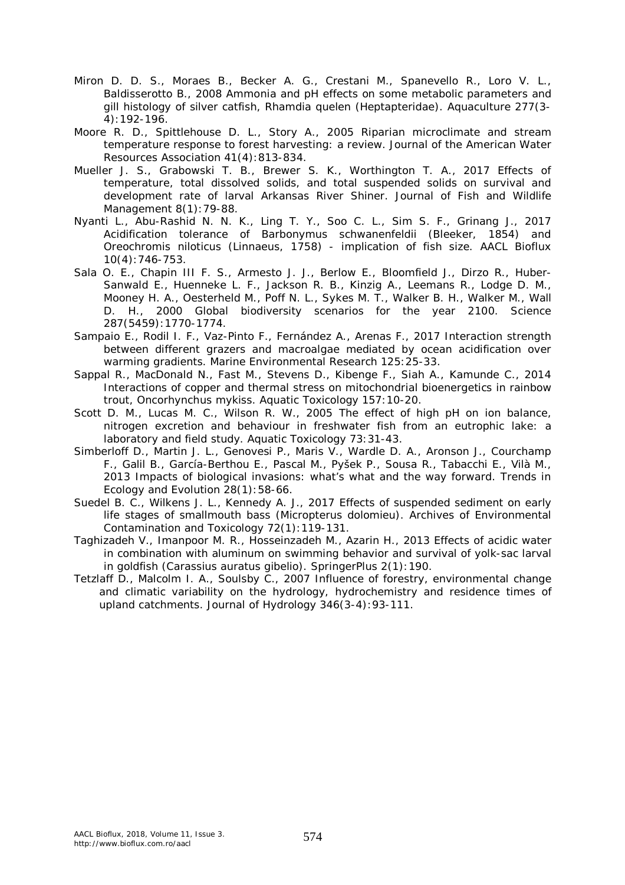Miron D. D. S., Moraes B., Becker A. G., Crestani M., Spanevello R., Loro V. L., Baldisserotto B., 2008 Ammonia and pH effects on some metabolic parameters and gill histology of silver catfish, Rhamdia quelen (Heptapteridae). Aquaculture 277(3-4):192-196.

Moore R. D., Spittlehouse D. L., Story A., 2005 Riparian microclimate and stream temperature response to forest harvesting: a review. Journal of the American Water Resources Association 41(4):813-834.

Mueller J. S., Grabowski T. B., Brewer S. K., Worthington T. A., 2017 Effects of temperature, total dissolved solids, and total suspended solids on survival and development rate of larval Arkansas River Shiner. Journal of Fish and Wildlife Management 8(1):79-88.

Nyanti L., Abu-Rashid N. N. K., Ling T. Y., Soo C. L., Sim S. F., Grinang J., 2017 Acidification tolerance of Barbonymus schwanenfeldii (Bleeker, 1854) and Oreochromis niloticus (Linnaeus, 1758) - implication of fish size. AACL Bioflux 10(4):746-753.

Sala O. E., Chapin III F. S., Armesto J. J., Berlow E., Bloomfield J., Dirzo R., Huber-Sanwald E., Huenneke L. F., Jackson R. B., Kinzig A., Leemans R., Lodge D. M., Mooney H. A., Oesterheld M., Poff N. L., Sykes M. T., Walker B. H., Walker M., Wall D. H., 2000 Global biodiversity scenarios for the year 2100. Science 287(5459):1770-1774.

Sampaio E., Rodil I. F., Vaz-Pinto F., Fernández A., Arenas F., 2017 Interaction strength between different grazers and macroalgae mediated by ocean acidification over warming gradients. Marine Environmental Research 125:25-33.

Sappal R., MacDonald N., Fast M., Stevens D., Kibenge F., Siah A., Kamunde C., 2014 Interactions of copper and thermal stress on mitochondrial bioenergetics in rainbow trout, Oncorhynchus mykiss. Aquatic Toxicology 157:10-20.

Scott D. M., Lucas M. C., Wilson R. W., 2005 The effect of high pH on ion balance, nitrogen excretion and behaviour in freshwater fish from an eutrophic lake: a laboratory and field study. Aquatic Toxicology 73:31-43.

Simberloff D., Martin J. L., Genovesi P., Maris V., Wardle D. A., Aronson J., Courchamp F., Galil B., García-Berthou E., Pascal M., Pyšek P., Sousa R., Tabacchi E., Vilà M., 2013 Impacts of biological invasions: what's what and the way forward. Trends in Ecology and Evolution 28(1):58-66.

Suedel B. C., Wilkens J. L., Kennedy A. J., 2017 Effects of suspended sediment on early life stages of smallmouth bass (Micropterus dolomieu). Archives of Environmental Contamination and Toxicology 72(1):119-131.

Taghizadeh V., Imanpoor M. R., Hosseinzadeh M., Azarin H., 2013 Effects of acidic water in combination with aluminum on swimming behavior and survival of yolk-sac larval in goldfish (Carassius auratus gibelio). SpringerPlus 2(1):190.

Tetzlaff D., Malcolm I. A., Soulsby C., 2007 Influence of forestry, environmental change and climatic variability on the hydrology, hydrochemistry and residence times of upland catchments. Journal of Hydrology 346(3-4):93-111.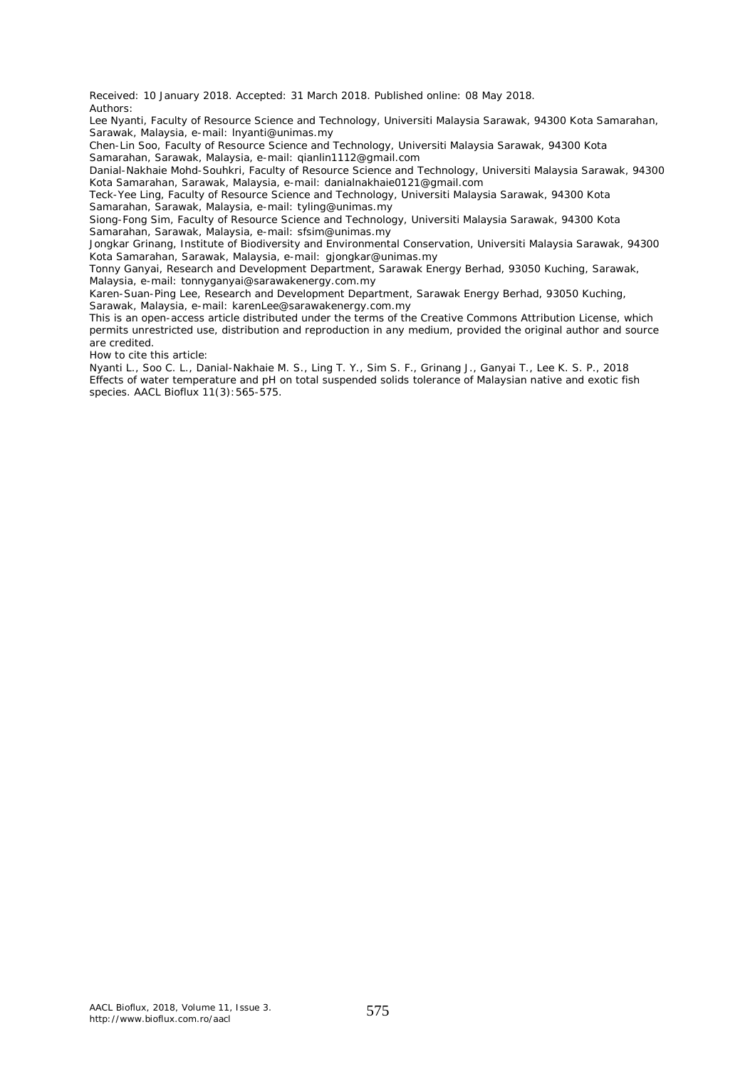Received: 10 January 2018. Accepted: 31 March 2018. Published online: 08 May 2018.

Authors:

Lee Nyanti, Faculty of Resource Science and Technology, Universiti Malaysia Sarawak, 94300 Kota Samarahan, Sarawak, Malaysia, e-mail: lnyanti@unimas.my

Chen-Lin Soo, Faculty of Resource Science and Technology, Universiti Malaysia Sarawak, 94300 Kota Samarahan, Sarawak, Malaysia, e-mail: qianlin1112@gmail.com

Danial-Nakhaie Mohd-Souhkri, Faculty of Resource Science and Technology, Universiti Malaysia Sarawak, 94300 Kota Samarahan, Sarawak, Malaysia, e-mail: danialnakhaie0121@gmail.com

Teck-Yee Ling, Faculty of Resource Science and Technology, Universiti Malaysia Sarawak, 94300 Kota Samarahan, Sarawak, Malaysia, e-mail: tyling@unimas.my

Siong-Fong Sim, Faculty of Resource Science and Technology, Universiti Malaysia Sarawak, 94300 Kota Samarahan, Sarawak, Malaysia, e-mail: sfsim@unimas.my

Jongkar Grinang, Institute of Biodiversity and Environmental Conservation, Universiti Malaysia Sarawak, 94300 Kota Samarahan, Sarawak, Malaysia, e-mail: gjongkar@unimas.my

Tonny Ganyai, Research and Development Department, Sarawak Energy Berhad, 93050 Kuching, Sarawak, Malaysia, e-mail: tonnyganyai@sarawakenergy.com.my

Karen-Suan-Ping Lee, Research and Development Department, Sarawak Energy Berhad, 93050 Kuching, Sarawak, Malaysia, e-mail: karenLee@sarawakenergy.com.my

This is an open-access article distributed under the terms of the Creative Commons Attribution License, which permits unrestricted use, distribution and reproduction in any medium, provided the original author and source are credited.

How to cite this article:

Nyanti L., Soo C. L., Danial-Nakhaie M. S., Ling T. Y., Sim S. F., Grinang J., Ganyai T., Lee K. S. P., 2018 Effects of water temperature and pH on total suspended solids tolerance of Malaysian native and exotic fish species. AACL Bioflux 11(3):565-575.